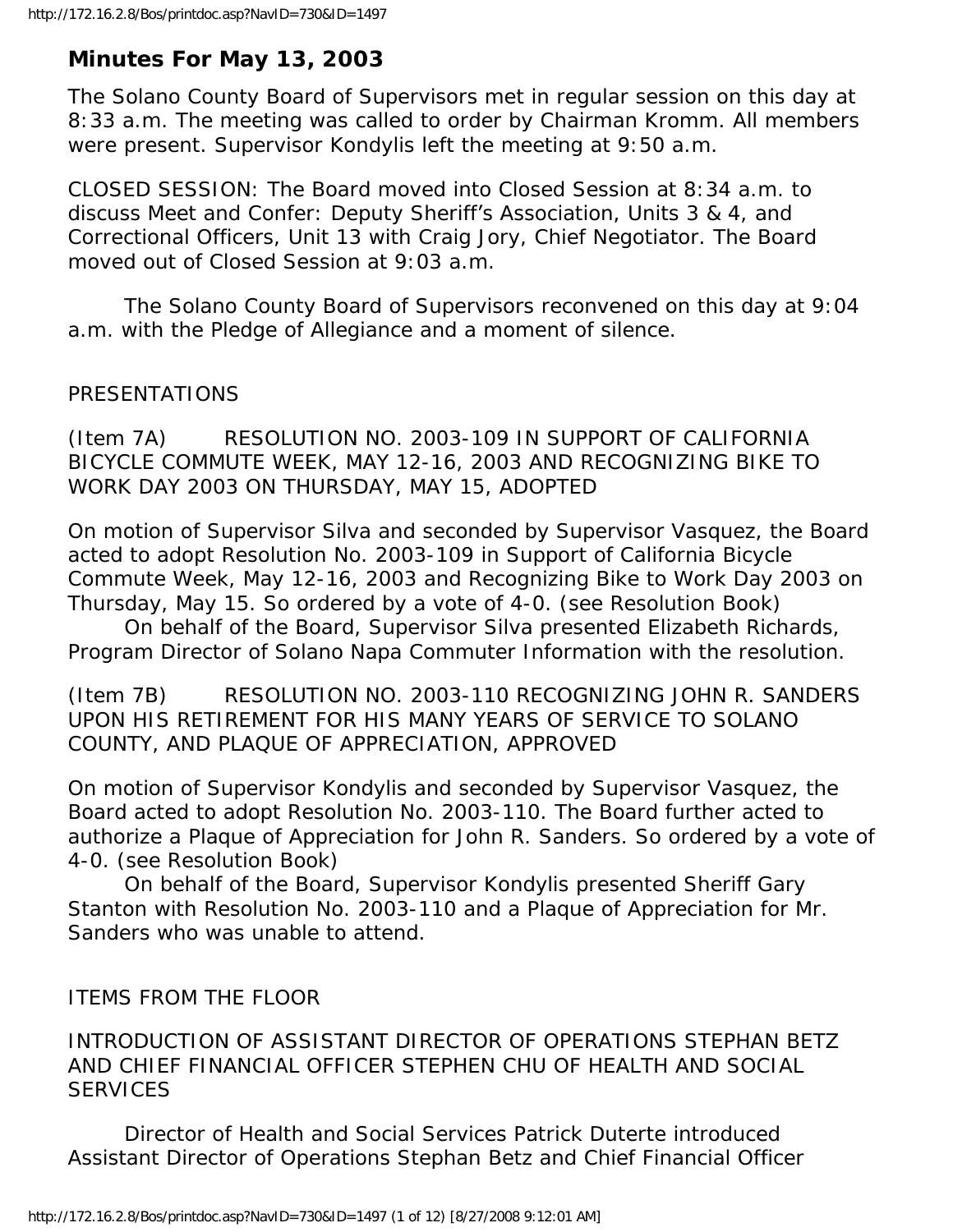# Minutes For May 13, 2003

The Solano County Board of Supervisors met in regular session on this day at 8:33 a.m. The meeting was called to order by Chairman Kromm. All members were present. Supervisor Kondylis left the meeting at 9:50 a.m.

CLOSED SESSION: The Board moved into Closed Session at 8:34 a.m. to discuss Meet and Confer: Deputy Sheriff's Association, Units 3 & 4, and Correctional Officers, Unit 13 with Craig Jory, Chief Negotiator. The Board moved out of Closed Session at 9:03 a.m.

The Solano County Board of Supervisors reconvened on this day at 9:04 a.m. with the Pledge of Allegiance and a moment of silence.

PRESENTATIONS

(Item 7A) RESOLUTION NO. 2003-109 IN SUPPORT OF CALIFORNIA BICYCLE COMMUTE WEEK, MAY 12-16, 2003 AND RECOGNIZING BIKE TO WORK DAY 2003 ON THURSDAY, MAY 15, ADOPTED

On motion of Supervisor Silva and seconded by Supervisor Vasquez, the Board acted to adopt Resolution No. 2003-109 in Support of California Bicycle Commute Week, May 12-16, 2003 and Recognizing Bike to Work Day 2003 on Thursday, May 15. So ordered by a vote of 4-0. (see Resolution Book)

On behalf of the Board, Supervisor Silva presented Elizabeth Richards, Program Director of Solano Napa Commuter Information with the resolution.

(Item 7B) RESOLUTION NO. 2003-110 RECOGNIZING JOHN R. SANDERS UPON HIS RETIREMENT FOR HIS MANY YEARS OF SERVICE TO SOLANO COUNTY, AND PLAQUE OF APPRECIATION, APPROVED

On motion of Supervisor Kondylis and seconded by Supervisor Vasquez, the Board acted to adopt Resolution No. 2003-110. The Board further acted to authorize a Plaque of Appreciation for John R. Sanders. So ordered by a vote of 4-0. (see Resolution Book)

On behalf of the Board, Supervisor Kondylis presented Sheriff Gary Stanton with Resolution No. 2003-110 and a Plaque of Appreciation for Mr. Sanders who was unable to attend.

ITEMS FROM THE FLOOR

INTRODUCTION OF ASSISTANT DIRECTOR OF OPERATIONS STEPHAN BETZ AND CHIEF FINANCIAL OFFICER STEPHEN CHU OF HEALTH AND SOCIAL SERVICES

Director of Health and Social Services Patrick Duterte introduced Assistant Director of Operations Stephan Betz and Chief Financial Officer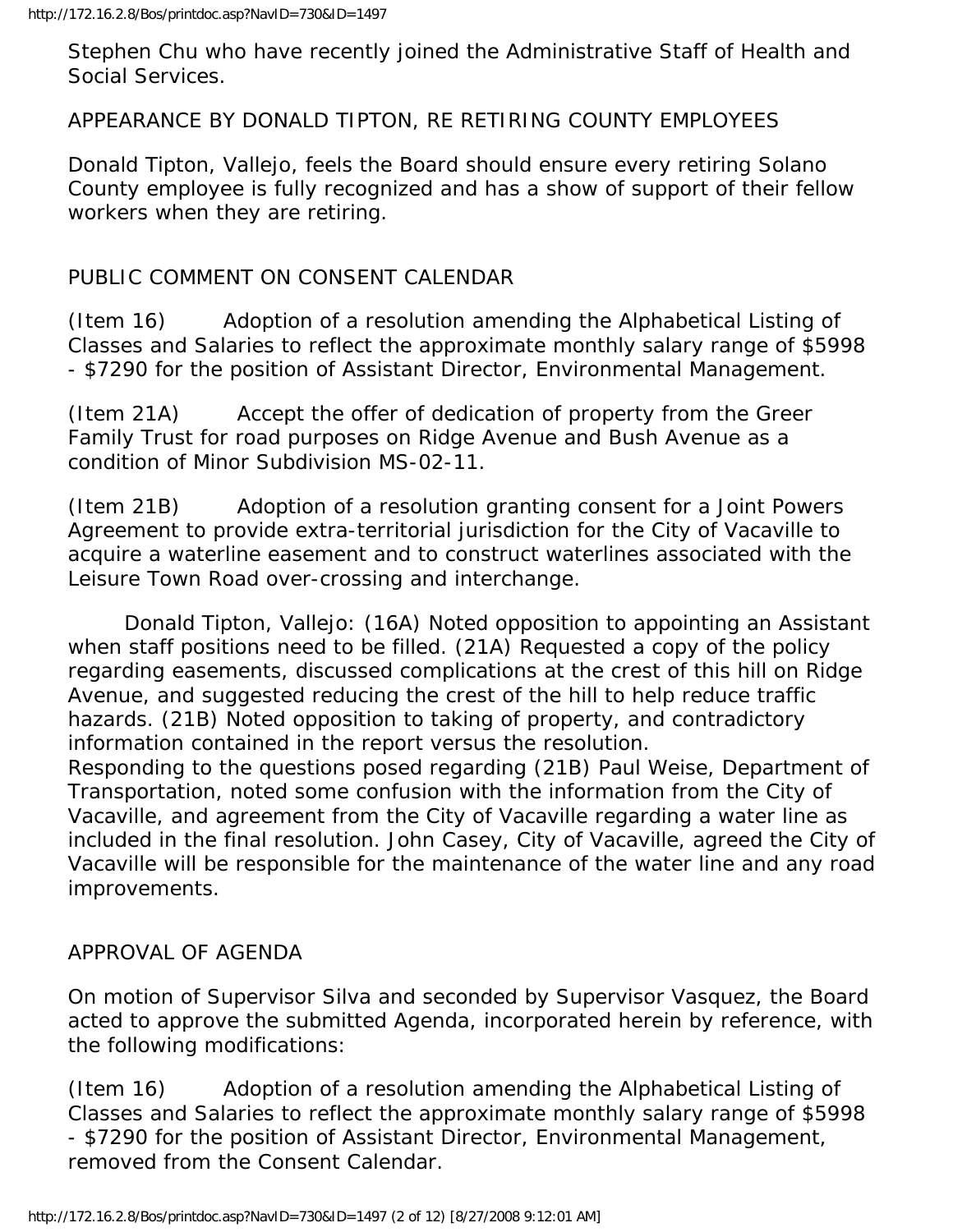Stephen Chu who have recently joined the Administrative Staff of Health and Social Services.

APPEARANCE BY DONALD TIPTON, RE RETIRING COUNTY EMPLOYEES

Donald Tipton, Vallejo, feels the Board should ensure every retiring Solano County employee is fully recognized and has a show of support of their fellow workers when they are retiring.

PUBLIC COMMENT ON CONSENT CALENDAR

(Item 16) Adoption of a resolution amending the Alphabetical Listing of Classes and Salaries to reflect the approximate monthly salary range of $5998 - $7290 for the position of Assistant Director, Environmental Management.

(Item 21A) Accept the offer of dedication of property from the Greer Family Trust for road purposes on Ridge Avenue and Bush Avenue as a condition of Minor Subdivision MS-02-11.

(Item 21B) Adoption of a resolution granting consent for a Joint Powers Agreement to provide extra-territorial jurisdiction for the City of Vacaville to acquire a waterline easement and to construct waterlines associated with the Leisure Town Road over-crossing and interchange.

Donald Tipton, Vallejo: (16A) Noted opposition to appointing an Assistant when staff positions need to be filled. (21A) Requested a copy of the policy regarding easements, discussed complications at the crest of this hill on Ridge Avenue, and suggested reducing the crest of the hill to help reduce traffic hazards. (21B) Noted opposition to taking of property, and contradictory information contained in the report versus the resolution.
Responding to the questions posed regarding (21B) Paul Weise, Department of Transportation, noted some confusion with the information from the City of Vacaville, and agreement from the City of Vacaville regarding a water line as included in the final resolution. John Casey, City of Vacaville, agreed the City of Vacaville will be responsible for the maintenance of the water line and any road improvements.

APPROVAL OF AGENDA

On motion of Supervisor Silva and seconded by Supervisor Vasquez, the Board acted to approve the submitted Agenda, incorporated herein by reference, with the following modifications:

(Item 16) Adoption of a resolution amending the Alphabetical Listing of Classes and Salaries to reflect the approximate monthly salary range of $5998 - $7290 for the position of Assistant Director, Environmental Management, removed from the Consent Calendar.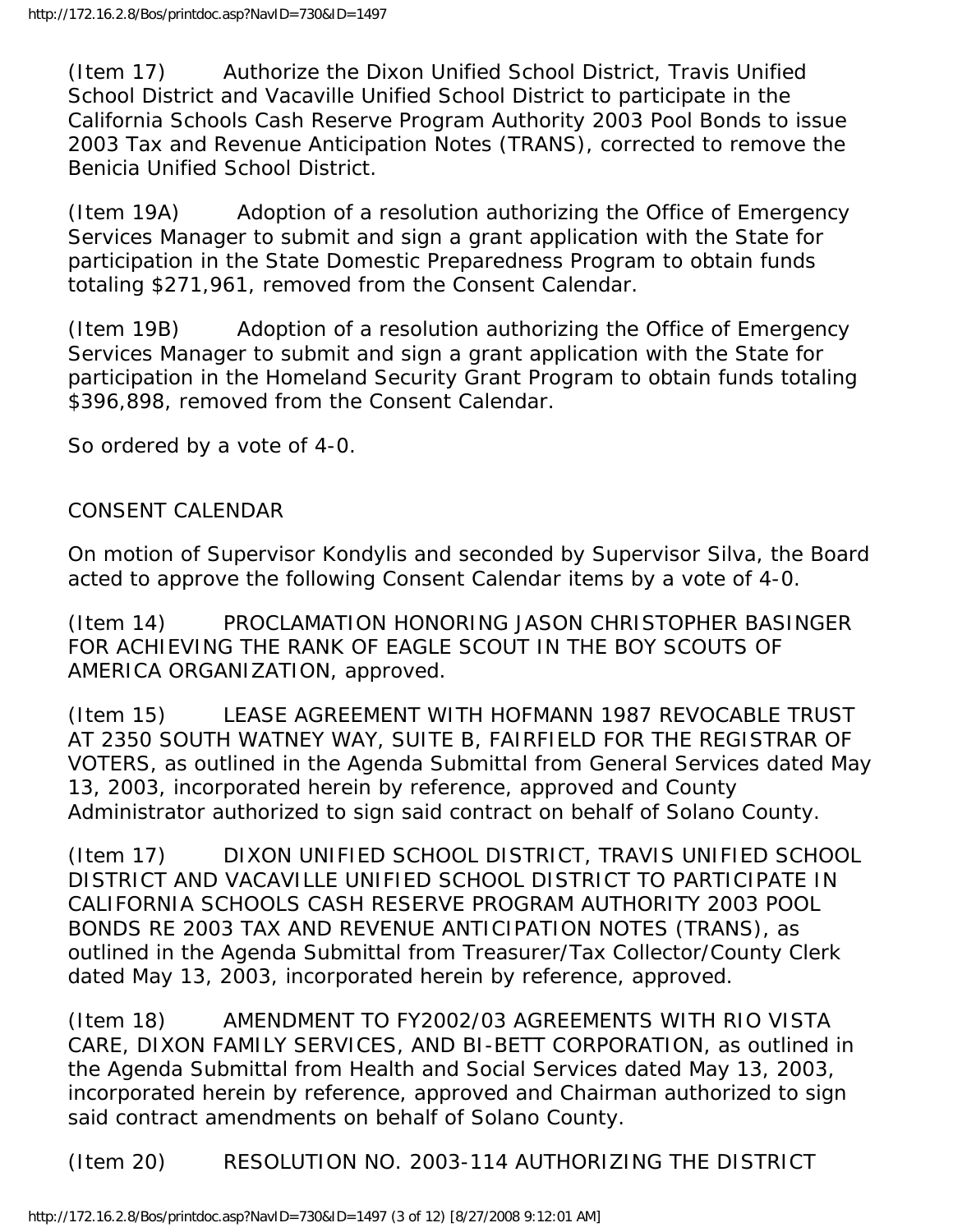(Item 17) Authorize the Dixon Unified School District, Travis Unified School District and Vacaville Unified School District to participate in the California Schools Cash Reserve Program Authority 2003 Pool Bonds to issue 2003 Tax and Revenue Anticipation Notes (TRANS), corrected to remove the Benicia Unified School District.

(Item 19A) Adoption of a resolution authorizing the Office of Emergency Services Manager to submit and sign a grant application with the State for participation in the State Domestic Preparedness Program to obtain funds totaling $271,961, removed from the Consent Calendar.

(Item 19B) Adoption of a resolution authorizing the Office of Emergency Services Manager to submit and sign a grant application with the State for participation in the Homeland Security Grant Program to obtain funds totaling $396,898, removed from the Consent Calendar.

So ordered by a vote of 4-0.

CONSENT CALENDAR

On motion of Supervisor Kondylis and seconded by Supervisor Silva, the Board acted to approve the following Consent Calendar items by a vote of 4-0.

(Item 14) PROCLAMATION HONORING JASON CHRISTOPHER BASINGER FOR ACHIEVING THE RANK OF EAGLE SCOUT IN THE BOY SCOUTS OF AMERICA ORGANIZATION, approved.

(Item 15) LEASE AGREEMENT WITH HOFMANN 1987 REVOCABLE TRUST AT 2350 SOUTH WATNEY WAY, SUITE B, FAIRFIELD FOR THE REGISTRAR OF VOTERS, as outlined in the Agenda Submittal from General Services dated May 13, 2003, incorporated herein by reference, approved and County Administrator authorized to sign said contract on behalf of Solano County.

(Item 17) DIXON UNIFIED SCHOOL DISTRICT, TRAVIS UNIFIED SCHOOL DISTRICT AND VACAVILLE UNIFIED SCHOOL DISTRICT TO PARTICIPATE IN CALIFORNIA SCHOOLS CASH RESERVE PROGRAM AUTHORITY 2003 POOL BONDS RE 2003 TAX AND REVENUE ANTICIPATION NOTES (TRANS), as outlined in the Agenda Submittal from Treasurer/Tax Collector/County Clerk dated May 13, 2003, incorporated herein by reference, approved.

(Item 18) AMENDMENT TO FY2002/03 AGREEMENTS WITH RIO VISTA CARE, DIXON FAMILY SERVICES, AND BI-BETT CORPORATION, as outlined in the Agenda Submittal from Health and Social Services dated May 13, 2003, incorporated herein by reference, approved and Chairman authorized to sign said contract amendments on behalf of Solano County.

(Item 20) RESOLUTION NO. 2003-114 AUTHORIZING THE DISTRICT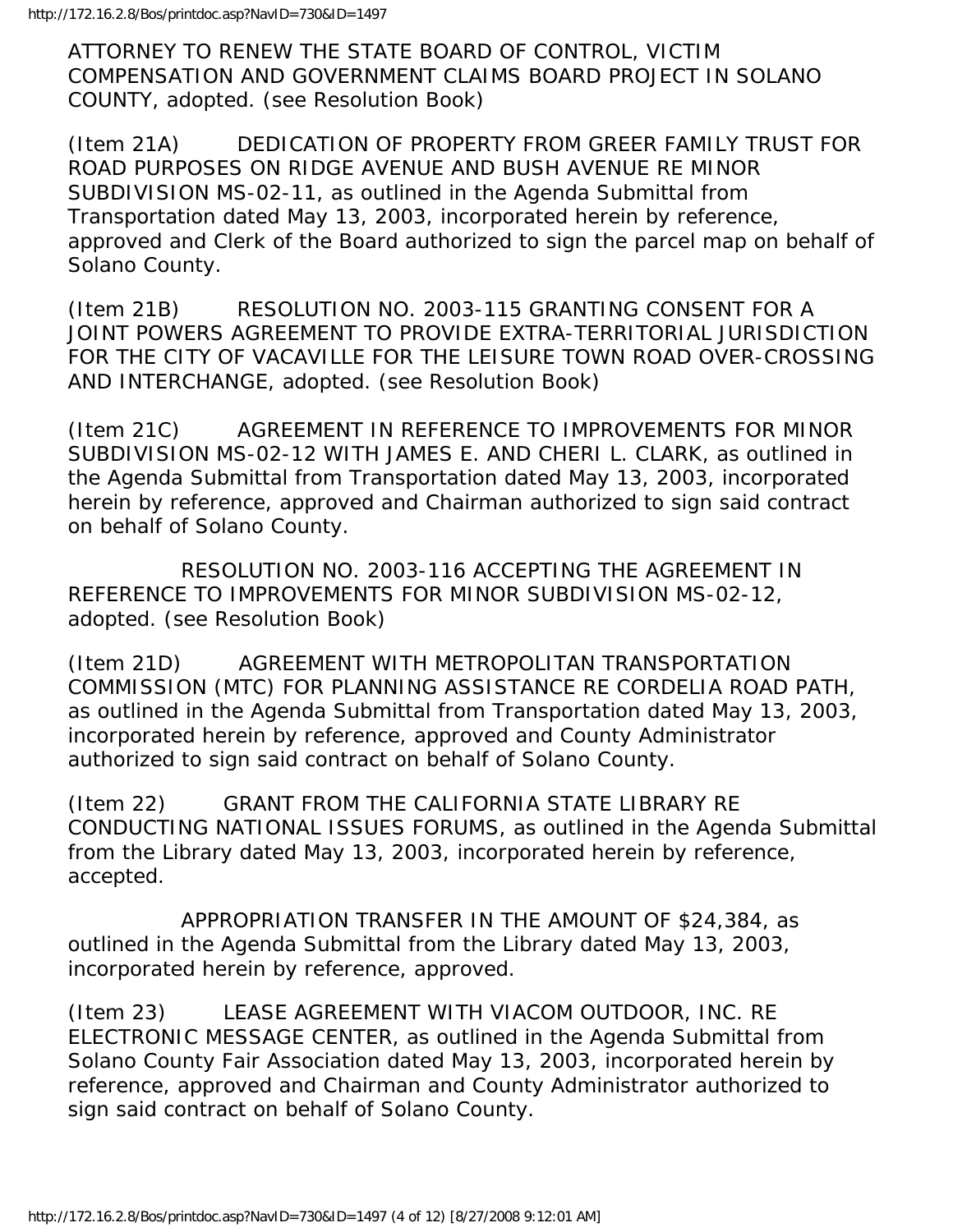ATTORNEY TO RENEW THE STATE BOARD OF CONTROL, VICTIM COMPENSATION AND GOVERNMENT CLAIMS BOARD PROJECT IN SOLANO COUNTY, adopted. (see Resolution Book)

(Item 21A) DEDICATION OF PROPERTY FROM GREER FAMILY TRUST FOR ROAD PURPOSES ON RIDGE AVENUE AND BUSH AVENUE RE MINOR SUBDIVISION MS-02-11, as outlined in the Agenda Submittal from Transportation dated May 13, 2003, incorporated herein by reference, approved and Clerk of the Board authorized to sign the parcel map on behalf of Solano County.

(Item 21B) RESOLUTION NO. 2003-115 GRANTING CONSENT FOR A JOINT POWERS AGREEMENT TO PROVIDE EXTRA-TERRITORIAL JURISDICTION FOR THE CITY OF VACAVILLE FOR THE LEISURE TOWN ROAD OVER-CROSSING AND INTERCHANGE, adopted. (see Resolution Book)

(Item 21C) AGREEMENT IN REFERENCE TO IMPROVEMENTS FOR MINOR SUBDIVISION MS-02-12 WITH JAMES E. AND CHERI L. CLARK, as outlined in the Agenda Submittal from Transportation dated May 13, 2003, incorporated herein by reference, approved and Chairman authorized to sign said contract on behalf of Solano County.

RESOLUTION NO. 2003-116 ACCEPTING THE AGREEMENT IN REFERENCE TO IMPROVEMENTS FOR MINOR SUBDIVISION MS-02-12, adopted. (see Resolution Book)

(Item 21D) AGREEMENT WITH METROPOLITAN TRANSPORTATION COMMISSION (MTC) FOR PLANNING ASSISTANCE RE CORDELIA ROAD PATH, as outlined in the Agenda Submittal from Transportation dated May 13, 2003, incorporated herein by reference, approved and County Administrator authorized to sign said contract on behalf of Solano County.

(Item 22) GRANT FROM THE CALIFORNIA STATE LIBRARY RE CONDUCTING NATIONAL ISSUES FORUMS, as outlined in the Agenda Submittal from the Library dated May 13, 2003, incorporated herein by reference, accepted.

APPROPRIATION TRANSFER IN THE AMOUNT OF $24,384, as outlined in the Agenda Submittal from the Library dated May 13, 2003, incorporated herein by reference, approved.

(Item 23) LEASE AGREEMENT WITH VIACOM OUTDOOR, INC. RE ELECTRONIC MESSAGE CENTER, as outlined in the Agenda Submittal from Solano County Fair Association dated May 13, 2003, incorporated herein by reference, approved and Chairman and County Administrator authorized to sign said contract on behalf of Solano County.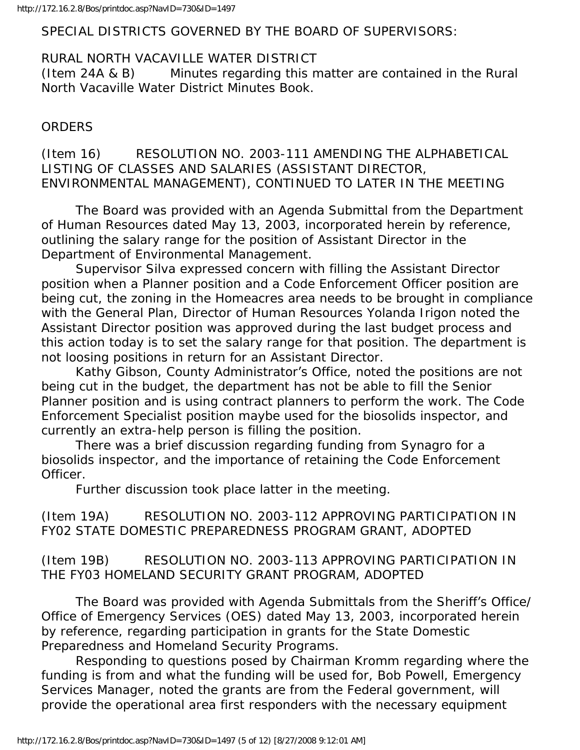SPECIAL DISTRICTS GOVERNED BY THE BOARD OF SUPERVISORS:

RURAL NORTH VACAVILLE WATER DISTRICT
(Item 24A & B) Minutes regarding this matter are contained in the Rural North Vacaville Water District Minutes Book.

ORDERS

(Item 16) RESOLUTION NO. 2003-111 AMENDING THE ALPHABETICAL LISTING OF CLASSES AND SALARIES (ASSISTANT DIRECTOR, ENVIRONMENTAL MANAGEMENT), CONTINUED TO LATER IN THE MEETING

The Board was provided with an Agenda Submittal from the Department of Human Resources dated May 13, 2003, incorporated herein by reference, outlining the salary range for the position of Assistant Director in the Department of Environmental Management.

Supervisor Silva expressed concern with filling the Assistant Director position when a Planner position and a Code Enforcement Officer position are being cut, the zoning in the Homeacres area needs to be brought in compliance with the General Plan, Director of Human Resources Yolanda Irigon noted the Assistant Director position was approved during the last budget process and this action today is to set the salary range for that position. The department is not loosing positions in return for an Assistant Director.

Kathy Gibson, County Administrator's Office, noted the positions are not being cut in the budget, the department has not be able to fill the Senior Planner position and is using contract planners to perform the work. The Code Enforcement Specialist position maybe used for the biosolids inspector, and currently an extra-help person is filling the position.

There was a brief discussion regarding funding from Synagro for a biosolids inspector, and the importance of retaining the Code Enforcement Officer.

Further discussion took place latter in the meeting.

(Item 19A) RESOLUTION NO. 2003-112 APPROVING PARTICIPATION IN FY02 STATE DOMESTIC PREPAREDNESS PROGRAM GRANT, ADOPTED

(Item 19B) RESOLUTION NO. 2003-113 APPROVING PARTICIPATION IN THE FY03 HOMELAND SECURITY GRANT PROGRAM, ADOPTED

The Board was provided with Agenda Submittals from the Sheriff's Office/ Office of Emergency Services (OES) dated May 13, 2003, incorporated herein by reference, regarding participation in grants for the State Domestic Preparedness and Homeland Security Programs.

Responding to questions posed by Chairman Kromm regarding where the funding is from and what the funding will be used for, Bob Powell, Emergency Services Manager, noted the grants are from the Federal government, will provide the operational area first responders with the necessary equipment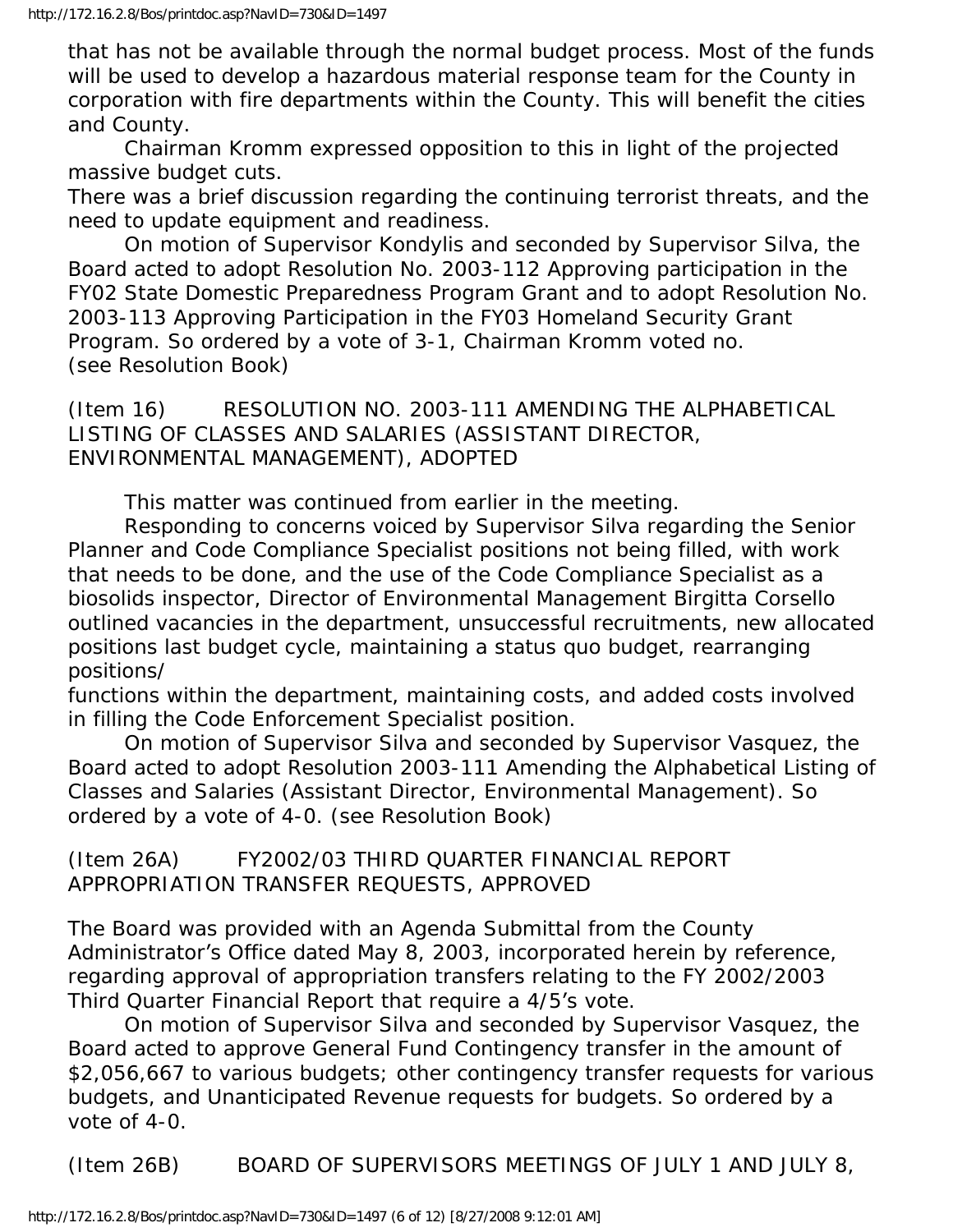that has not be available through the normal budget process. Most of the funds will be used to develop a hazardous material response team for the County in corporation with fire departments within the County. This will benefit the cities and County.

Chairman Kromm expressed opposition to this in light of the projected massive budget cuts.

There was a brief discussion regarding the continuing terrorist threats, and the need to update equipment and readiness.

On motion of Supervisor Kondylis and seconded by Supervisor Silva, the Board acted to adopt Resolution No. 2003-112 Approving participation in the FY02 State Domestic Preparedness Program Grant and to adopt Resolution No. 2003-113 Approving Participation in the FY03 Homeland Security Grant Program. So ordered by a vote of 3-1, Chairman Kromm voted no. (see Resolution Book)

(Item 16) RESOLUTION NO. 2003-111 AMENDING THE ALPHABETICAL LISTING OF CLASSES AND SALARIES (ASSISTANT DIRECTOR, ENVIRONMENTAL MANAGEMENT), ADOPTED

This matter was continued from earlier in the meeting.

Responding to concerns voiced by Supervisor Silva regarding the Senior Planner and Code Compliance Specialist positions not being filled, with work that needs to be done, and the use of the Code Compliance Specialist as a biosolids inspector, Director of Environmental Management Birgitta Corsello outlined vacancies in the department, unsuccessful recruitments, new allocated positions last budget cycle, maintaining a status quo budget, rearranging positions/ functions within the department, maintaining costs, and added costs involved in filling the Code Enforcement Specialist position.

On motion of Supervisor Silva and seconded by Supervisor Vasquez, the Board acted to adopt Resolution 2003-111 Amending the Alphabetical Listing of Classes and Salaries (Assistant Director, Environmental Management). So ordered by a vote of 4-0. (see Resolution Book)

(Item 26A) FY2002/03 THIRD QUARTER FINANCIAL REPORT APPROPRIATION TRANSFER REQUESTS, APPROVED

The Board was provided with an Agenda Submittal from the County Administrator's Office dated May 8, 2003, incorporated herein by reference, regarding approval of appropriation transfers relating to the FY 2002/2003 Third Quarter Financial Report that require a 4/5's vote.

On motion of Supervisor Silva and seconded by Supervisor Vasquez, the Board acted to approve General Fund Contingency transfer in the amount of $2,056,667 to various budgets; other contingency transfer requests for various budgets, and Unanticipated Revenue requests for budgets. So ordered by a vote of 4-0.

(Item 26B) BOARD OF SUPERVISORS MEETINGS OF JULY 1 AND JULY 8,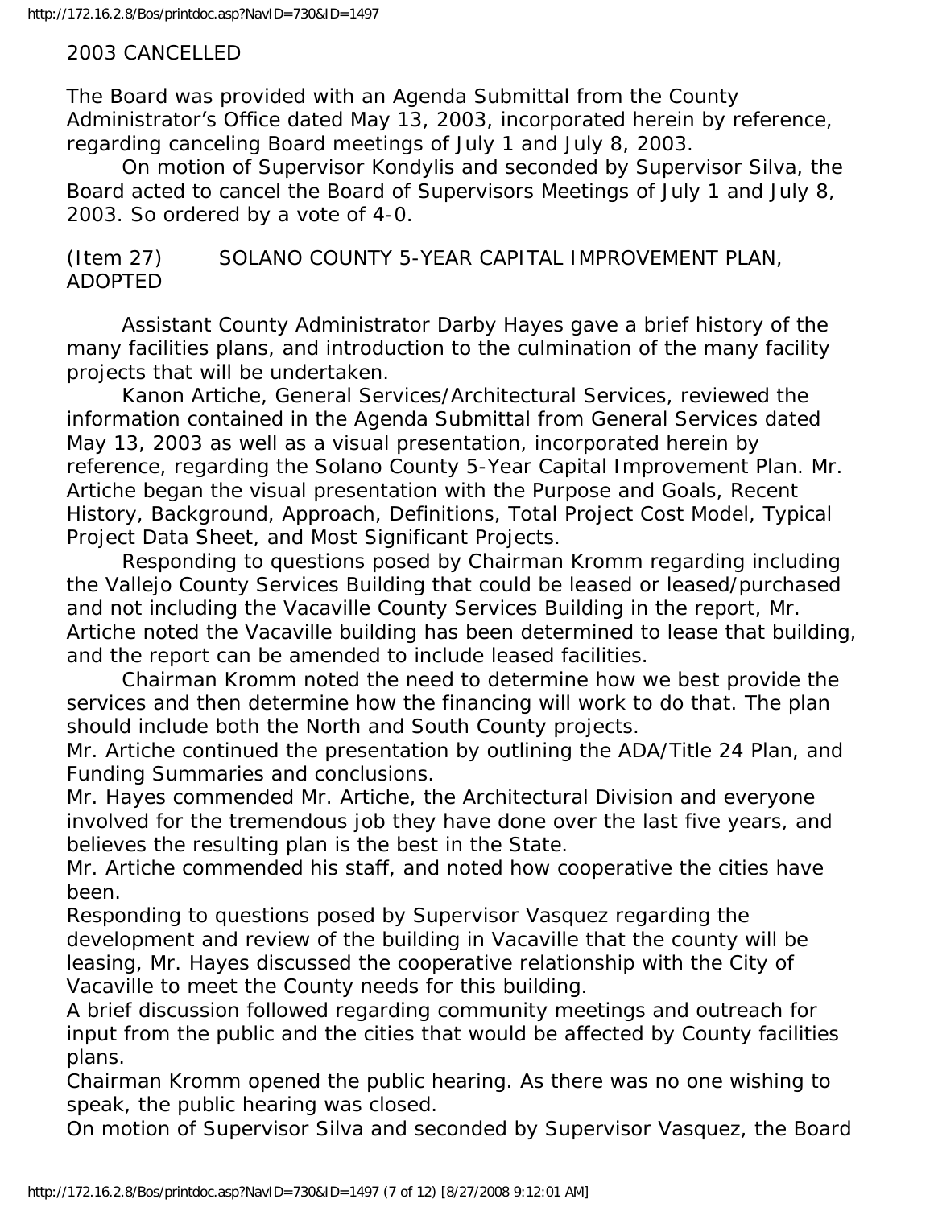2003 CANCELLED

The Board was provided with an Agenda Submittal from the County Administrator's Office dated May 13, 2003, incorporated herein by reference, regarding canceling Board meetings of July 1 and July 8, 2003.

On motion of Supervisor Kondylis and seconded by Supervisor Silva, the Board acted to cancel the Board of Supervisors Meetings of July 1 and July 8, 2003. So ordered by a vote of 4-0.

(Item 27) SOLANO COUNTY 5-YEAR CAPITAL IMPROVEMENT PLAN, ADOPTED

Assistant County Administrator Darby Hayes gave a brief history of the many facilities plans, and introduction to the culmination of the many facility projects that will be undertaken.

Kanon Artiche, General Services/Architectural Services, reviewed the information contained in the Agenda Submittal from General Services dated May 13, 2003 as well as a visual presentation, incorporated herein by reference, regarding the Solano County 5-Year Capital Improvement Plan. Mr. Artiche began the visual presentation with the Purpose and Goals, Recent History, Background, Approach, Definitions, Total Project Cost Model, Typical Project Data Sheet, and Most Significant Projects.

Responding to questions posed by Chairman Kromm regarding including the Vallejo County Services Building that could be leased or leased/purchased and not including the Vacaville County Services Building in the report, Mr. Artiche noted the Vacaville building has been determined to lease that building, and the report can be amended to include leased facilities.

Chairman Kromm noted the need to determine how we best provide the services and then determine how the financing will work to do that. The plan should include both the North and South County projects.

Mr. Artiche continued the presentation by outlining the ADA/Title 24 Plan, and Funding Summaries and conclusions.

Mr. Hayes commended Mr. Artiche, the Architectural Division and everyone involved for the tremendous job they have done over the last five years, and believes the resulting plan is the best in the State.

Mr. Artiche commended his staff, and noted how cooperative the cities have been.

Responding to questions posed by Supervisor Vasquez regarding the development and review of the building in Vacaville that the county will be leasing, Mr. Hayes discussed the cooperative relationship with the City of Vacaville to meet the County needs for this building.

A brief discussion followed regarding community meetings and outreach for input from the public and the cities that would be affected by County facilities plans.

Chairman Kromm opened the public hearing. As there was no one wishing to speak, the public hearing was closed.

On motion of Supervisor Silva and seconded by Supervisor Vasquez, the Board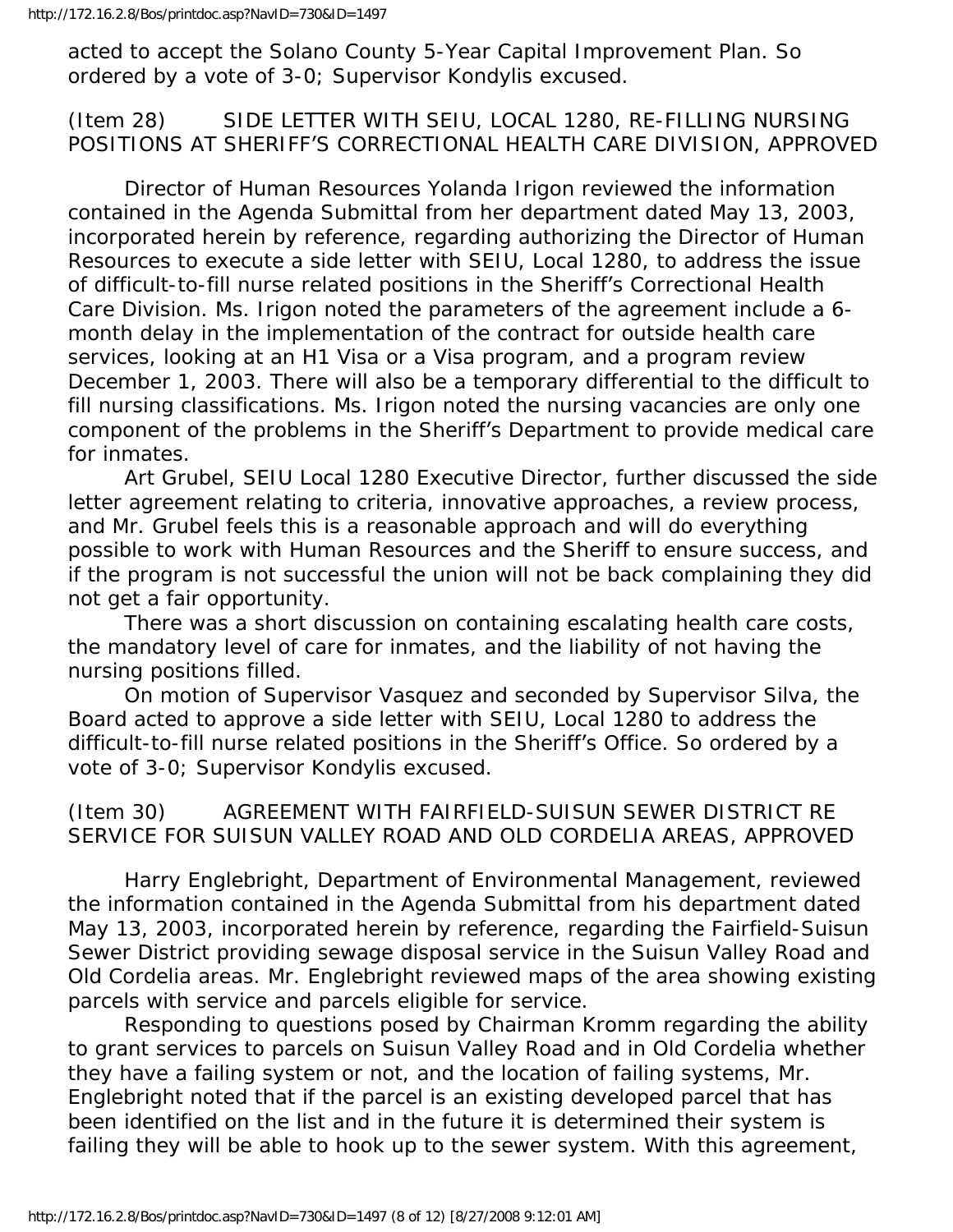acted to accept the Solano County 5-Year Capital Improvement Plan. So ordered by a vote of 3-0; Supervisor Kondylis excused.

(Item 28) SIDE LETTER WITH SEIU, LOCAL 1280, RE-FILLING NURSING POSITIONS AT SHERIFF'S CORRECTIONAL HEALTH CARE DIVISION, APPROVED

Director of Human Resources Yolanda Irigon reviewed the information contained in the Agenda Submittal from her department dated May 13, 2003, incorporated herein by reference, regarding authorizing the Director of Human Resources to execute a side letter with SEIU, Local 1280, to address the issue of difficult-to-fill nurse related positions in the Sheriff's Correctional Health Care Division. Ms. Irigon noted the parameters of the agreement include a 6-month delay in the implementation of the contract for outside health care services, looking at an H1 Visa or a Visa program, and a program review December 1, 2003. There will also be a temporary differential to the difficult to fill nursing classifications. Ms. Irigon noted the nursing vacancies are only one component of the problems in the Sheriff's Department to provide medical care for inmates.

Art Grubel, SEIU Local 1280 Executive Director, further discussed the side letter agreement relating to criteria, innovative approaches, a review process, and Mr. Grubel feels this is a reasonable approach and will do everything possible to work with Human Resources and the Sheriff to ensure success, and if the program is not successful the union will not be back complaining they did not get a fair opportunity.

There was a short discussion on containing escalating health care costs, the mandatory level of care for inmates, and the liability of not having the nursing positions filled.

On motion of Supervisor Vasquez and seconded by Supervisor Silva, the Board acted to approve a side letter with SEIU, Local 1280 to address the difficult-to-fill nurse related positions in the Sheriff's Office. So ordered by a vote of 3-0; Supervisor Kondylis excused.

(Item 30) AGREEMENT WITH FAIRFIELD-SUISUN SEWER DISTRICT RE SERVICE FOR SUISUN VALLEY ROAD AND OLD CORDELIA AREAS, APPROVED

Harry Englebright, Department of Environmental Management, reviewed the information contained in the Agenda Submittal from his department dated May 13, 2003, incorporated herein by reference, regarding the Fairfield-Suisun Sewer District providing sewage disposal service in the Suisun Valley Road and Old Cordelia areas. Mr. Englebright reviewed maps of the area showing existing parcels with service and parcels eligible for service.

Responding to questions posed by Chairman Kromm regarding the ability to grant services to parcels on Suisun Valley Road and in Old Cordelia whether they have a failing system or not, and the location of failing systems, Mr. Englebright noted that if the parcel is an existing developed parcel that has been identified on the list and in the future it is determined their system is failing they will be able to hook up to the sewer system. With this agreement,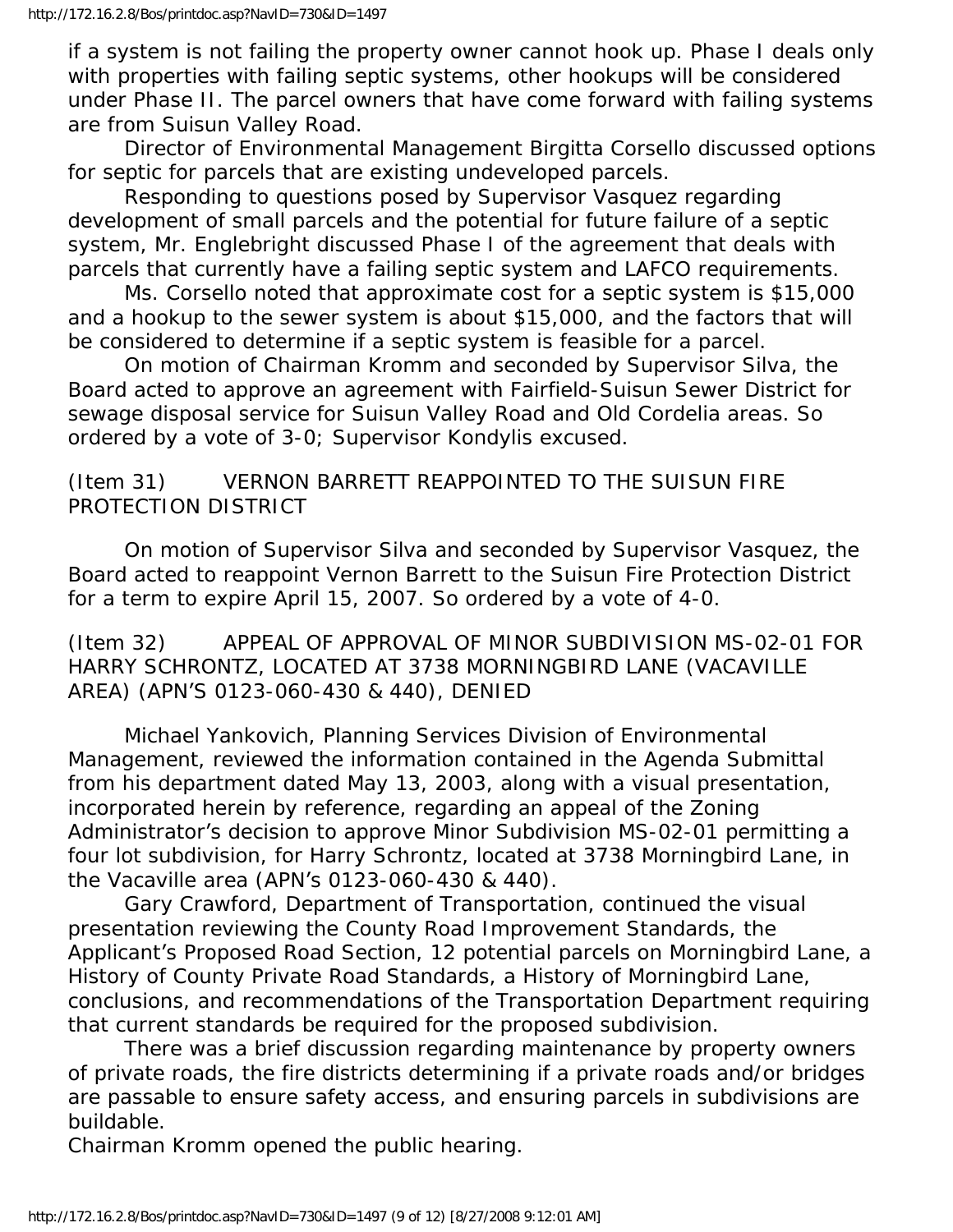if a system is not failing the property owner cannot hook up. Phase I deals only with properties with failing septic systems, other hookups will be considered under Phase II. The parcel owners that have come forward with failing systems are from Suisun Valley Road.

Director of Environmental Management Birgitta Corsello discussed options for septic for parcels that are existing undeveloped parcels.

Responding to questions posed by Supervisor Vasquez regarding development of small parcels and the potential for future failure of a septic system, Mr. Englebright discussed Phase I of the agreement that deals with parcels that currently have a failing septic system and LAFCO requirements.

Ms. Corsello noted that approximate cost for a septic system is $15,000 and a hookup to the sewer system is about $15,000, and the factors that will be considered to determine if a septic system is feasible for a parcel.

On motion of Chairman Kromm and seconded by Supervisor Silva, the Board acted to approve an agreement with Fairfield-Suisun Sewer District for sewage disposal service for Suisun Valley Road and Old Cordelia areas. So ordered by a vote of 3-0; Supervisor Kondylis excused.

(Item 31) VERNON BARRETT REAPPOINTED TO THE SUISUN FIRE PROTECTION DISTRICT

On motion of Supervisor Silva and seconded by Supervisor Vasquez, the Board acted to reappoint Vernon Barrett to the Suisun Fire Protection District for a term to expire April 15, 2007. So ordered by a vote of 4-0.

(Item 32) APPEAL OF APPROVAL OF MINOR SUBDIVISION MS-02-01 FOR HARRY SCHRONTZ, LOCATED AT 3738 MORNINGBIRD LANE (VACAVILLE AREA) (APN'S 0123-060-430 & 440), DENIED

Michael Yankovich, Planning Services Division of Environmental Management, reviewed the information contained in the Agenda Submittal from his department dated May 13, 2003, along with a visual presentation, incorporated herein by reference, regarding an appeal of the Zoning Administrator's decision to approve Minor Subdivision MS-02-01 permitting a four lot subdivision, for Harry Schrontz, located at 3738 Morningbird Lane, in the Vacaville area (APN's 0123-060-430 & 440).

Gary Crawford, Department of Transportation, continued the visual presentation reviewing the County Road Improvement Standards, the Applicant's Proposed Road Section, 12 potential parcels on Morningbird Lane, a History of County Private Road Standards, a History of Morningbird Lane, conclusions, and recommendations of the Transportation Department requiring that current standards be required for the proposed subdivision.

There was a brief discussion regarding maintenance by property owners of private roads, the fire districts determining if a private roads and/or bridges are passable to ensure safety access, and ensuring parcels in subdivisions are buildable.

Chairman Kromm opened the public hearing.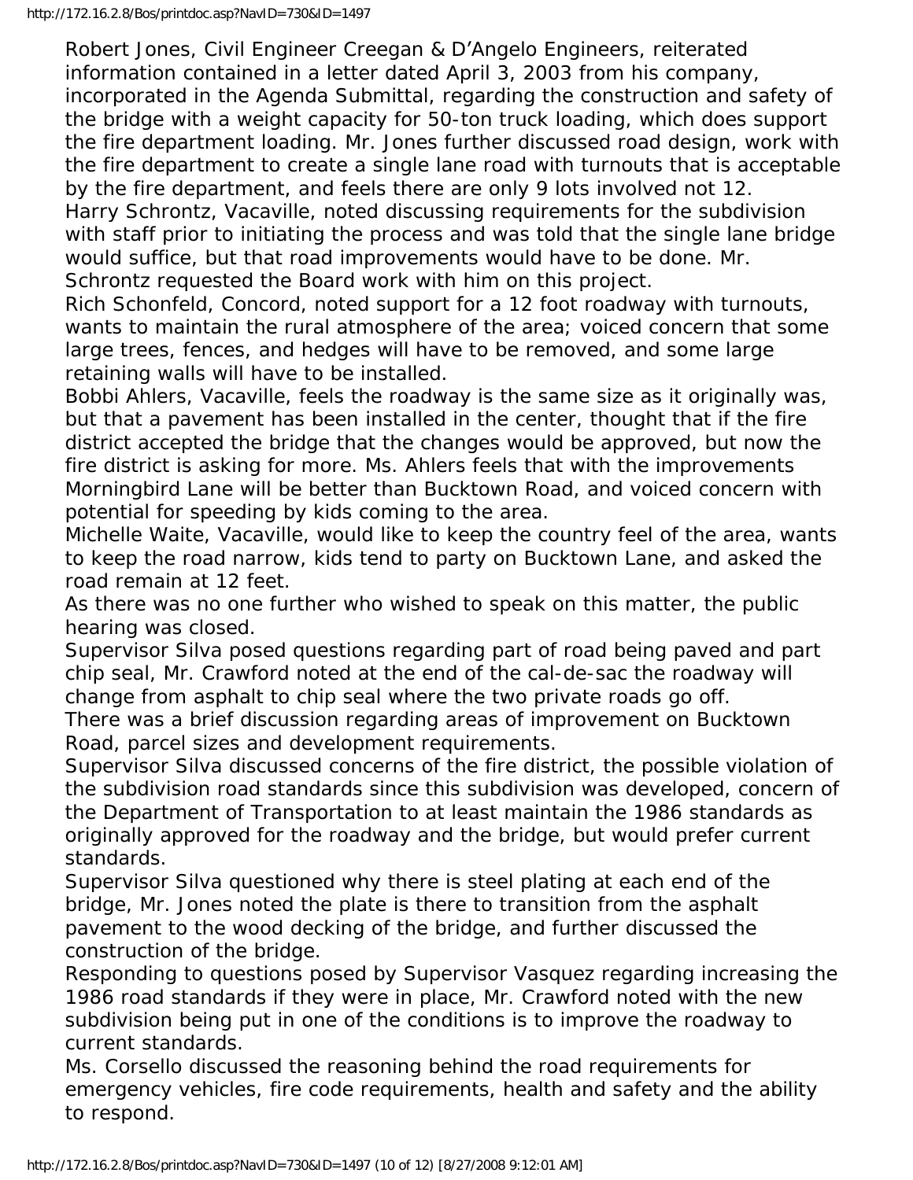Robert Jones, Civil Engineer Creegan & D'Angelo Engineers, reiterated information contained in a letter dated April 3, 2003 from his company, incorporated in the Agenda Submittal, regarding the construction and safety of the bridge with a weight capacity for 50-ton truck loading, which does support the fire department loading. Mr. Jones further discussed road design, work with the fire department to create a single lane road with turnouts that is acceptable by the fire department, and feels there are only 9 lots involved not 12.

Harry Schrontz, Vacaville, noted discussing requirements for the subdivision with staff prior to initiating the process and was told that the single lane bridge would suffice, but that road improvements would have to be done. Mr. Schrontz requested the Board work with him on this project.

Rich Schonfeld, Concord, noted support for a 12 foot roadway with turnouts, wants to maintain the rural atmosphere of the area; voiced concern that some large trees, fences, and hedges will have to be removed, and some large retaining walls will have to be installed.

Bobbi Ahlers, Vacaville, feels the roadway is the same size as it originally was, but that a pavement has been installed in the center, thought that if the fire district accepted the bridge that the changes would be approved, but now the fire district is asking for more. Ms. Ahlers feels that with the improvements Morningbird Lane will be better than Bucktown Road, and voiced concern with potential for speeding by kids coming to the area.

Michelle Waite, Vacaville, would like to keep the country feel of the area, wants to keep the road narrow, kids tend to party on Bucktown Lane, and asked the road remain at 12 feet.

As there was no one further who wished to speak on this matter, the public hearing was closed.

Supervisor Silva posed questions regarding part of road being paved and part chip seal, Mr. Crawford noted at the end of the cal-de-sac the roadway will change from asphalt to chip seal where the two private roads go off.

There was a brief discussion regarding areas of improvement on Bucktown Road, parcel sizes and development requirements.

Supervisor Silva discussed concerns of the fire district, the possible violation of the subdivision road standards since this subdivision was developed, concern of the Department of Transportation to at least maintain the 1986 standards as originally approved for the roadway and the bridge, but would prefer current standards.

Supervisor Silva questioned why there is steel plating at each end of the bridge, Mr. Jones noted the plate is there to transition from the asphalt pavement to the wood decking of the bridge, and further discussed the construction of the bridge.

Responding to questions posed by Supervisor Vasquez regarding increasing the 1986 road standards if they were in place, Mr. Crawford noted with the new subdivision being put in one of the conditions is to improve the roadway to current standards.

Ms. Corsello discussed the reasoning behind the road requirements for emergency vehicles, fire code requirements, health and safety and the ability to respond.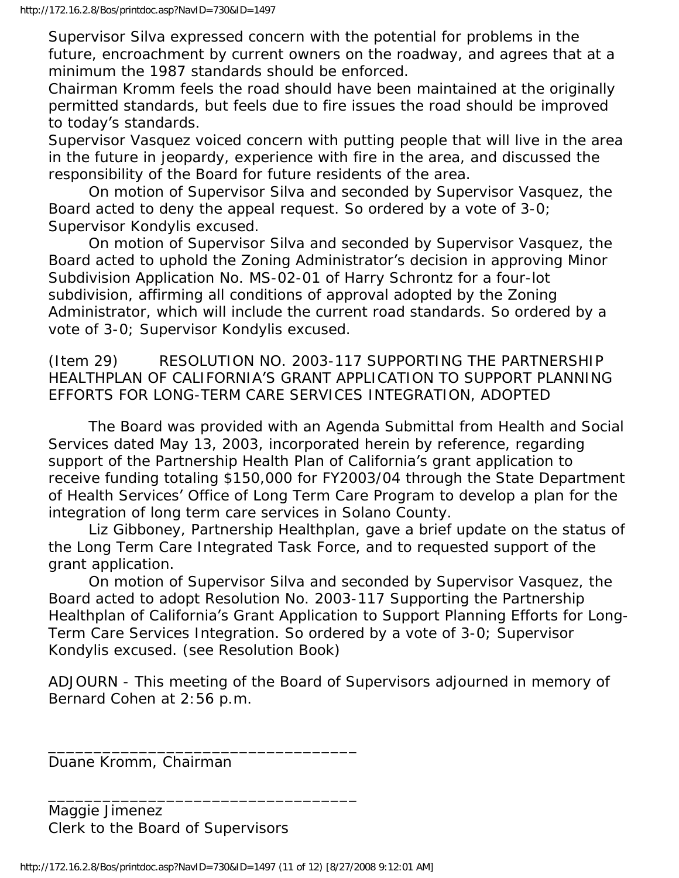Supervisor Silva expressed concern with the potential for problems in the future, encroachment by current owners on the roadway, and agrees that at a minimum the 1987 standards should be enforced.
Chairman Kromm feels the road should have been maintained at the originally permitted standards, but feels due to fire issues the road should be improved to today's standards.
Supervisor Vasquez voiced concern with putting people that will live in the area in the future in jeopardy, experience with fire in the area, and discussed the responsibility of the Board for future residents of the area.

On motion of Supervisor Silva and seconded by Supervisor Vasquez, the Board acted to deny the appeal request. So ordered by a vote of 3-0; Supervisor Kondylis excused.

On motion of Supervisor Silva and seconded by Supervisor Vasquez, the Board acted to uphold the Zoning Administrator's decision in approving Minor Subdivision Application No. MS-02-01 of Harry Schrontz for a four-lot subdivision, affirming all conditions of approval adopted by the Zoning Administrator, which will include the current road standards. So ordered by a vote of 3-0; Supervisor Kondylis excused.

(Item 29) RESOLUTION NO. 2003-117 SUPPORTING THE PARTNERSHIP HEALTHPLAN OF CALIFORNIA'S GRANT APPLICATION TO SUPPORT PLANNING EFFORTS FOR LONG-TERM CARE SERVICES INTEGRATION, ADOPTED

The Board was provided with an Agenda Submittal from Health and Social Services dated May 13, 2003, incorporated herein by reference, regarding support of the Partnership Health Plan of California's grant application to receive funding totaling $150,000 for FY2003/04 through the State Department of Health Services' Office of Long Term Care Program to develop a plan for the integration of long term care services in Solano County.

Liz Gibboney, Partnership Healthplan, gave a brief update on the status of the Long Term Care Integrated Task Force, and to requested support of the grant application.

On motion of Supervisor Silva and seconded by Supervisor Vasquez, the Board acted to adopt Resolution No. 2003-117 Supporting the Partnership Healthplan of California's Grant Application to Support Planning Efforts for Long-Term Care Services Integration. So ordered by a vote of 3-0; Supervisor Kondylis excused. (see Resolution Book)

ADJOURN - This meeting of the Board of Supervisors adjourned in memory of Bernard Cohen at 2:56 p.m.

\_\_\_\_\_\_\_\_\_\_\_\_\_\_\_\_\_\_\_\_\_\_\_\_\_\_\_\_\_\_\_\_\_\_
Duane Kromm, Chairman

\_\_\_\_\_\_\_\_\_\_\_\_\_\_\_\_\_\_\_\_\_\_\_\_\_\_\_\_\_\_\_\_\_\_
Maggie Jimenez
Clerk to the Board of Supervisors